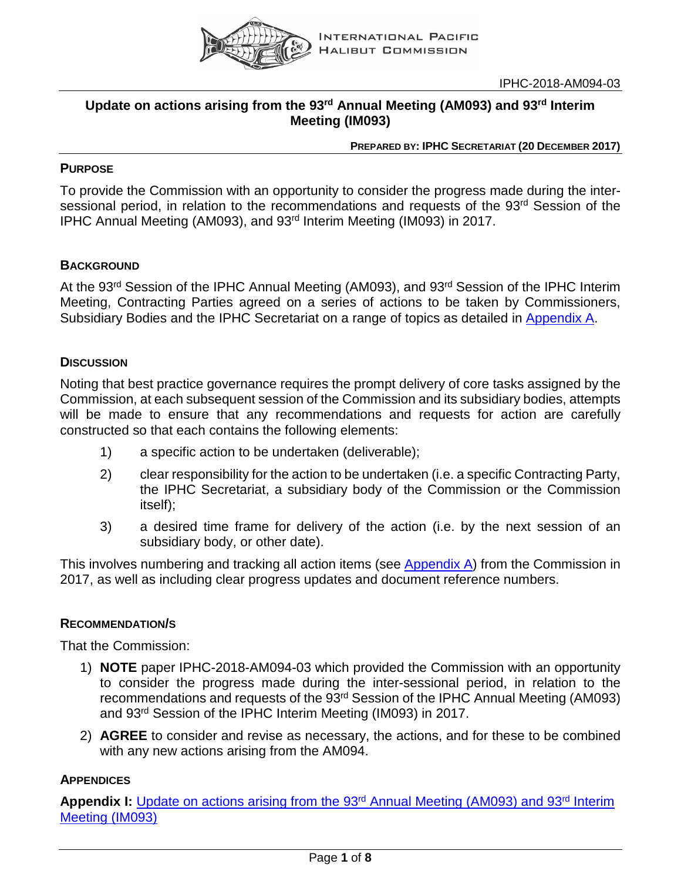IPHC-2018-AM094-03

# Update on actions arising from the 93rd Annual Meeting (AM093) and 93rd Interim Meeting (IM093)

**PREPARED BY: IPHC SECRETARIAT (20 DECEMBER 2017)**

## PURPOSE

To provide the Commission with an opportunity to consider the progress made during the inter-sessional period, in relation to the recommendations and requests of the 93rd Session of the IPHC Annual Meeting (AM093), and 93rd Interim Meeting (IM093) in 2017.

## BACKGROUND

At the 93rd Session of the IPHC Annual Meeting (AM093), and 93rd Session of the IPHC Interim Meeting, Contracting Parties agreed on a series of actions to be taken by Commissioners, Subsidiary Bodies and the IPHC Secretariat on a range of topics as detailed in Appendix A.

## DISCUSSION

Noting that best practice governance requires the prompt delivery of core tasks assigned by the Commission, at each subsequent session of the Commission and its subsidiary bodies, attempts will be made to ensure that any recommendations and requests for action are carefully constructed so that each contains the following elements:

1) a specific action to be undertaken (deliverable);
2) clear responsibility for the action to be undertaken (i.e. a specific Contracting Party, the IPHC Secretariat, a subsidiary body of the Commission or the Commission itself);
3) a desired time frame for delivery of the action (i.e. by the next session of an subsidiary body, or other date).

This involves numbering and tracking all action items (see Appendix A) from the Commission in 2017, as well as including clear progress updates and document reference numbers.

## RECOMMENDATION/S

That the Commission:

1) **NOTE** paper IPHC-2018-AM094-03 which provided the Commission with an opportunity to consider the progress made during the inter-sessional period, in relation to the recommendations and requests of the 93rd Session of the IPHC Annual Meeting (AM093) and 93rd Session of the IPHC Interim Meeting (IM093) in 2017.
2) **AGREE** to consider and revise as necessary, the actions, and for these to be combined with any new actions arising from the AM094.

## APPENDICES

**Appendix I:** Update on actions arising from the 93rd Annual Meeting (AM093) and 93rd Interim Meeting (IM093)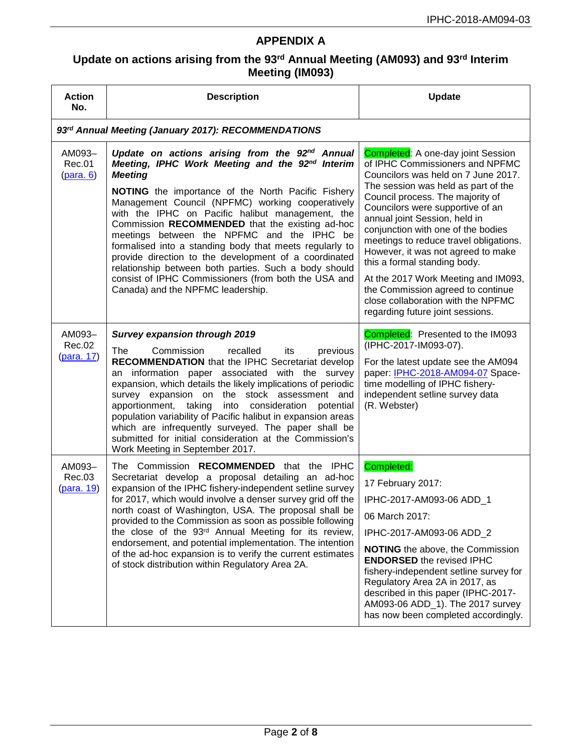## APPENDIX A

### Update on actions arising from the 93rd Annual Meeting (AM093) and 93rd Interim Meeting (IM093)

| Action No. | Description | Update |
|---|---|---|
| ***93rd Annual Meeting (January 2017): RECOMMENDATIONS*** | | |
| AM093–Rec.01 (para. 6) | ***Update on actions arising from the 92nd Annual Meeting, IPHC Work Meeting and the 92nd Interim Meeting***<br><br>**NOTING** the importance of the North Pacific Fishery Management Council (NPFMC) working cooperatively with the IPHC on Pacific halibut management, the Commission **RECOMMENDED** that the existing ad-hoc meetings between the NPFMC and the IPHC be formalised into a standing body that meets regularly to provide direction to the development of a coordinated relationship between both parties. Such a body should consist of IPHC Commissioners (from both the USA and Canada) and the NPFMC leadership. | Completed: A one-day joint Session of IPHC Commissioners and NPFMC Councilors was held on 7 June 2017. The session was held as part of the Council process. The majority of Councilors were supportive of an annual joint Session, held in conjunction with one of the bodies meetings to reduce travel obligations. However, it was not agreed to make this a formal standing body.<br><br>At the 2017 Work Meeting and IM093, the Commission agreed to continue close collaboration with the NPFMC regarding future joint sessions. |
| AM093–Rec.02 (para. 17) | ***Survey expansion through 2019***<br><br>The Commission recalled its previous **RECOMMENDATION** that the IPHC Secretariat develop an information paper associated with the survey expansion, which details the likely implications of periodic survey expansion on the stock assessment and apportionment, taking into consideration potential population variability of Pacific halibut in expansion areas which are infrequently surveyed. The paper shall be submitted for initial consideration at the Commission's Work Meeting in September 2017. | Completed: Presented to the IM093 (IPHC-2017-IM093-07).<br><br>For the latest update see the AM094 paper: IPHC-2018-AM094-07 Space-time modelling of IPHC fishery-independent setline survey data (R. Webster) |
| AM093–Rec.03 (para. 19) | The Commission **RECOMMENDED** that the IPHC Secretariat develop a proposal detailing an ad-hoc expansion of the IPHC fishery-independent setline survey for 2017, which would involve a denser survey grid off the north coast of Washington, USA. The proposal shall be provided to the Commission as soon as possible following the close of the 93rd Annual Meeting for its review, endorsement, and potential implementation. The intention of the ad-hoc expansion is to verify the current estimates of stock distribution within Regulatory Area 2A. | Completed:<br><br>17 February 2017:<br><br>IPHC-2017-AM093-06 ADD_1<br><br>06 March 2017:<br><br>IPHC-2017-AM093-06 ADD_2<br><br>**NOTING** the above, the Commission **ENDORSED** the revised IPHC fishery-independent setline survey for Regulatory Area 2A in 2017, as described in this paper (IPHC-2017-AM093-06 ADD_1). The 2017 survey has now been completed accordingly. |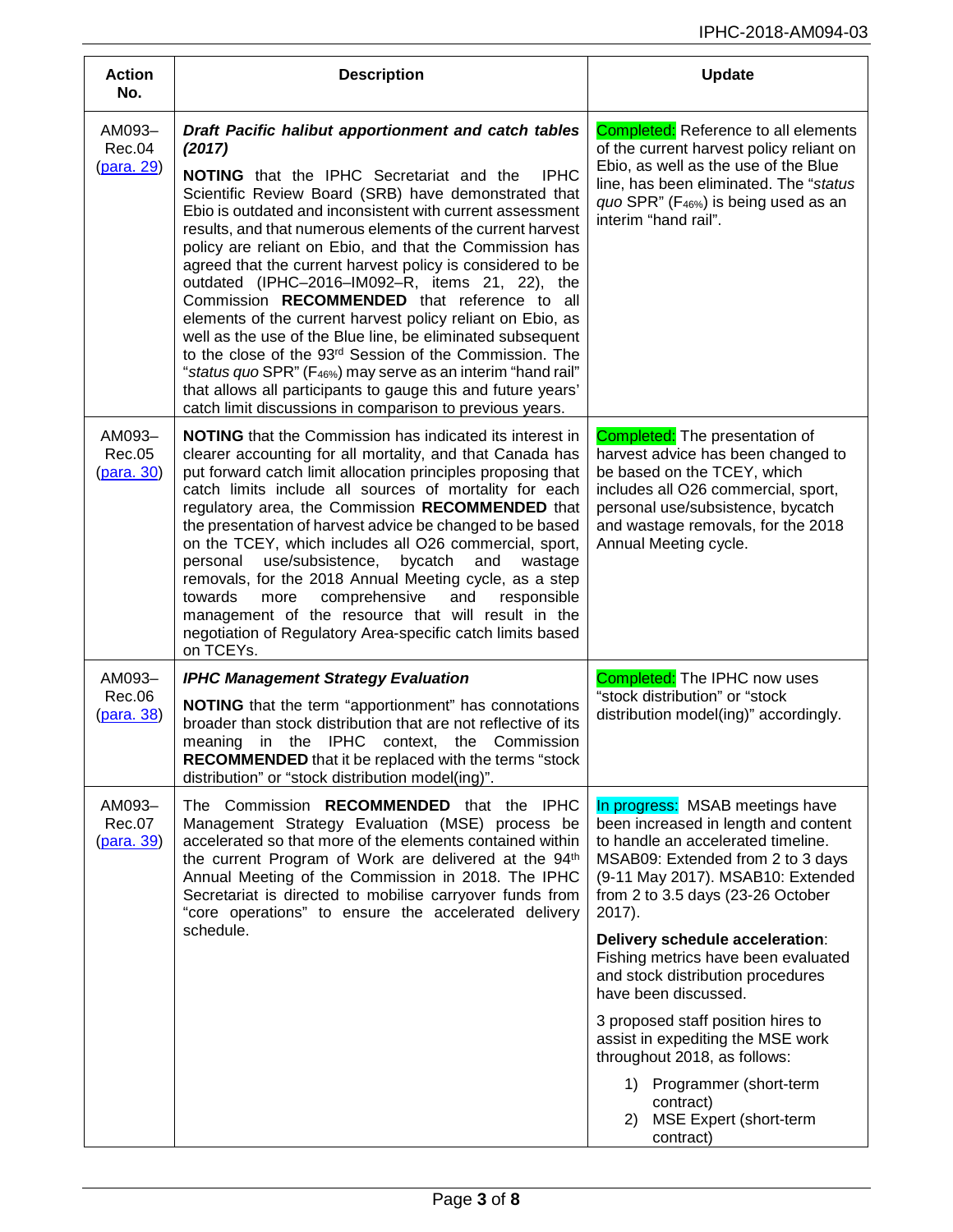| Action No. | Description | Update |
| --- | --- | --- |
| AM093–Rec.04 (para. 29) | ***Draft Pacific halibut apportionment and catch tables (2017)*** **NOTING** that the IPHC Secretariat and the IPHC Scientific Review Board (SRB) have demonstrated that Ebio is outdated and inconsistent with current assessment results, and that numerous elements of the current harvest policy are reliant on Ebio, and that the Commission has agreed that the current harvest policy is considered to be outdated (IPHC–2016–IM092–R, items 21, 22), the Commission **RECOMMENDED** that reference to all elements of the current harvest policy reliant on Ebio, as well as the use of the Blue line, be eliminated subsequent to the close of the 93rd Session of the Commission. The "*status quo* SPR" ($F_{46\%}$) may serve as an interim "hand rail" that allows all participants to gauge this and future years' catch limit discussions in comparison to previous years. | Completed: Reference to all elements of the current harvest policy reliant on Ebio, as well as the use of the Blue line, has been eliminated. The "*status quo* SPR" ($F_{46\%}$) is being used as an interim "hand rail". |
| AM093–Rec.05 (para. 30) | **NOTING** that the Commission has indicated its interest in clearer accounting for all mortality, and that Canada has put forward catch limit allocation principles proposing that catch limits include all sources of mortality for each regulatory area, the Commission **RECOMMENDED** that the presentation of harvest advice be changed to be based on the TCEY, which includes all O26 commercial, sport, personal use/subsistence, bycatch and wastage removals, for the 2018 Annual Meeting cycle, as a step towards more comprehensive and responsible management of the resource that will result in the negotiation of Regulatory Area-specific catch limits based on TCEYs. | Completed: The presentation of harvest advice has been changed to be based on the TCEY, which includes all O26 commercial, sport, personal use/subsistence, bycatch and wastage removals, for the 2018 Annual Meeting cycle. |
| AM093–Rec.06 (para. 38) | ***IPHC Management Strategy Evaluation*** **NOTING** that the term "apportionment" has connotations broader than stock distribution that are not reflective of its meaning in the IPHC context, the Commission **RECOMMENDED** that it be replaced with the terms "stock distribution" or "stock distribution model(ing)". | Completed: The IPHC now uses "stock distribution" or "stock distribution model(ing)" accordingly. |
| AM093–Rec.07 (para. 39) | The Commission **RECOMMENDED** that the IPHC Management Strategy Evaluation (MSE) process be accelerated so that more of the elements contained within the current Program of Work are delivered at the 94th Annual Meeting of the Commission in 2018. The IPHC Secretariat is directed to mobilise carryover funds from "core operations" to ensure the accelerated delivery schedule. | In progress: MSAB meetings have been increased in length and content to handle an accelerated timeline. MSAB09: Extended from 2 to 3 days (9-11 May 2017). MSAB10: Extended from 2 to 3.5 days (23-26 October 2017). **Delivery schedule acceleration**: Fishing metrics have been evaluated and stock distribution procedures have been discussed. 3 proposed staff position hires to assist in expediting the MSE work throughout 2018, as follows: 1) Programmer (short-term contract) 2) MSE Expert (short-term contract) |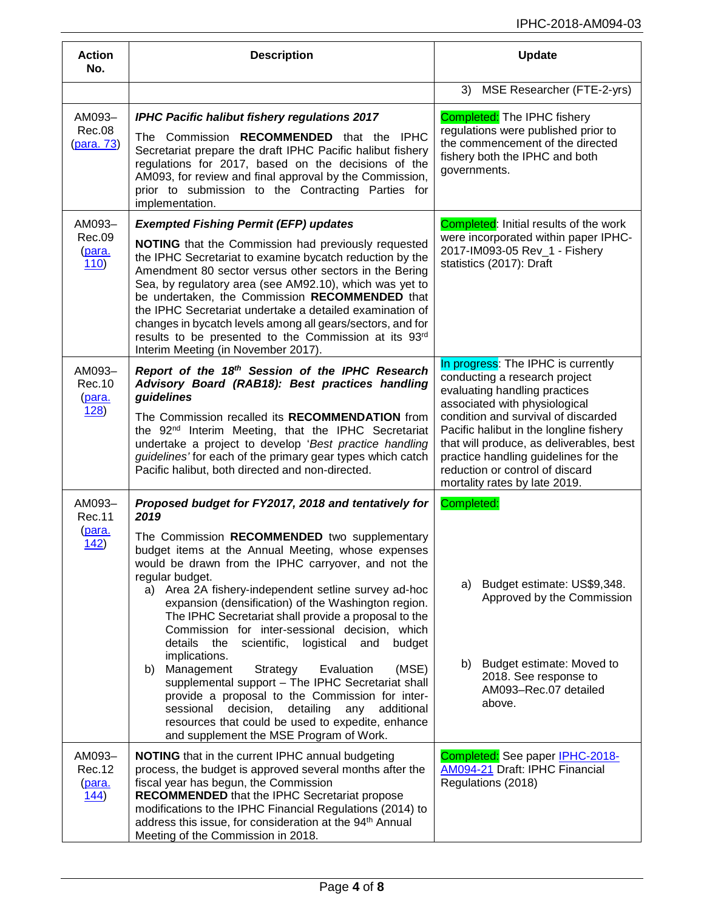| Action No. | Description | Update |
|---|---|---|
| | | 3) MSE Researcher (FTE-2-yrs) |
| AM093–Rec.08 (para. 73) | ***IPHC Pacific halibut fishery regulations 2017*** The Commission **RECOMMENDED** that the IPHC Secretariat prepare the draft IPHC Pacific halibut fishery regulations for 2017, based on the decisions of the AM093, for review and final approval by the Commission, prior to submission to the Contracting Parties for implementation. | Completed: The IPHC fishery regulations were published prior to the commencement of the directed fishery both the IPHC and both governments. |
| AM093–Rec.09 (para. 110) | ***Exempted Fishing Permit (EFP) updates*** **NOTING** that the Commission had previously requested the IPHC Secretariat to examine bycatch reduction by the Amendment 80 sector versus other sectors in the Bering Sea, by regulatory area (see AM92.10), which was yet to be undertaken, the Commission **RECOMMENDED** that the IPHC Secretariat undertake a detailed examination of changes in bycatch levels among all gears/sectors, and for results to be presented to the Commission at its 93rd Interim Meeting (in November 2017). | Completed: Initial results of the work were incorporated within paper IPHC-2017-IM093-05 Rev_1 - Fishery statistics (2017): Draft |
| AM093–Rec.10 (para. 128) | ***Report of the 18th Session of the IPHC Research Advisory Board (RAB18): Best practices handling guidelines*** The Commission recalled its **RECOMMENDATION** from the 92nd Interim Meeting, that the IPHC Secretariat undertake a project to develop '*Best practice handling guidelines'* for each of the primary gear types which catch Pacific halibut, both directed and non-directed. | In progress: The IPHC is currently conducting a research project evaluating handling practices associated with physiological condition and survival of discarded Pacific halibut in the longline fishery that will produce, as deliverables, best practice handling guidelines for the reduction or control of discard mortality rates by late 2019. |
| AM093–Rec.11 (para. 142) | ***Proposed budget for FY2017, 2018 and tentatively for 2019*** The Commission **RECOMMENDED** two supplementary budget items at the Annual Meeting, whose expenses would be drawn from the IPHC carryover, and not the regular budget. a) Area 2A fishery-independent setline survey ad-hoc expansion (densification) of the Washington region. The IPHC Secretariat shall provide a proposal to the Commission for inter-sessional decision, which details the scientific, logistical and budget implications. b) Management Strategy Evaluation (MSE) supplemental support – The IPHC Secretariat shall provide a proposal to the Commission for inter-sessional decision, detailing any additional resources that could be used to expedite, enhance and supplement the MSE Program of Work. | Completed: a) Budget estimate: US$9,348. Approved by the Commission b) Budget estimate: Moved to 2018. See response to AM093–Rec.07 detailed above. |
| AM093–Rec.12 (para. 144) | **NOTING** that in the current IPHC annual budgeting process, the budget is approved several months after the fiscal year has begun, the Commission **RECOMMENDED** that the IPHC Secretariat propose modifications to the IPHC Financial Regulations (2014) to address this issue, for consideration at the 94th Annual Meeting of the Commission in 2018. | Completed: See paper IPHC-2018-AM094-21 Draft: IPHC Financial Regulations (2018) |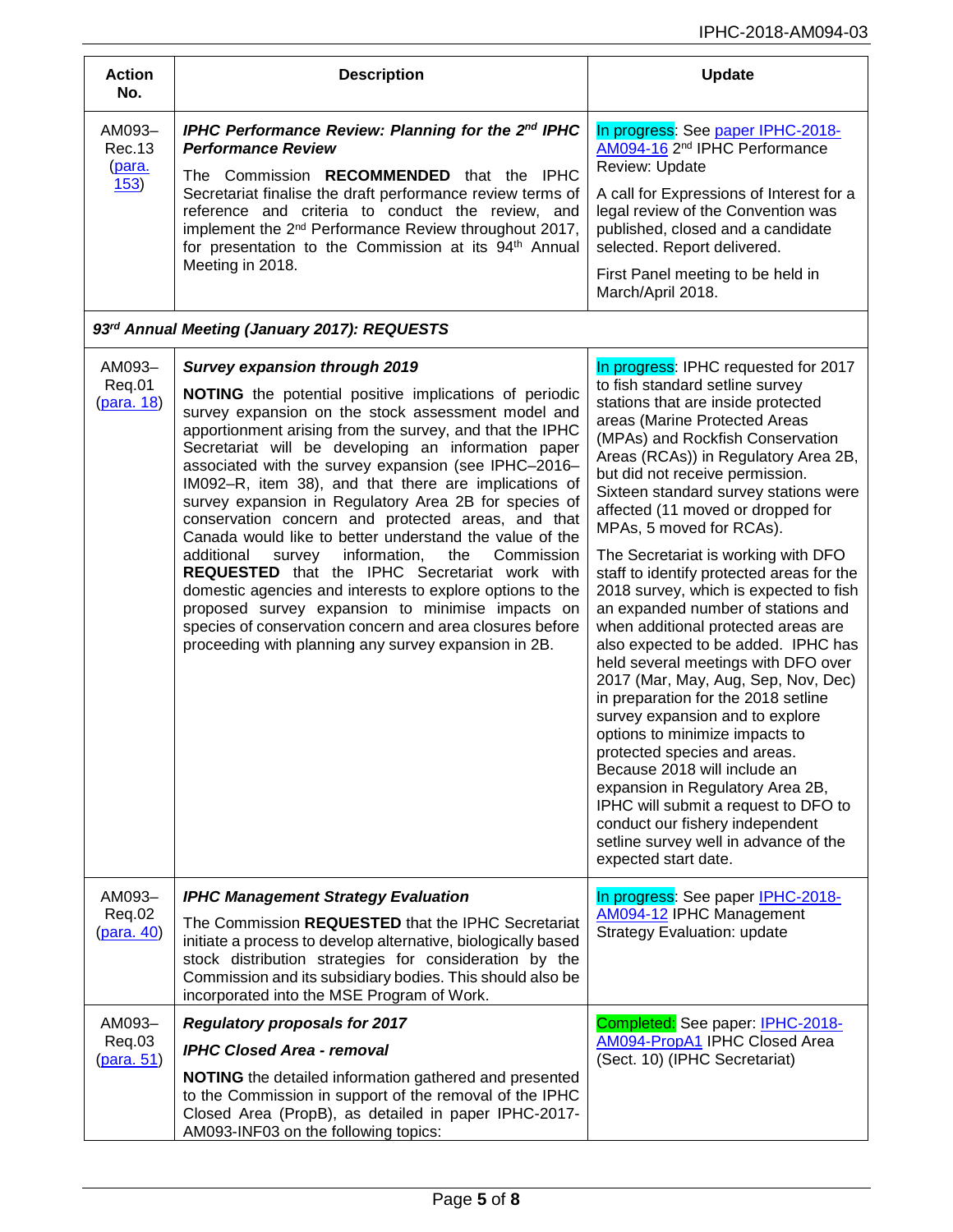| Action No. | Description | Update |
|---|---|---|
| AM093–Rec.13 (para. 153) | ***IPHC Performance Review: Planning for the 2nd IPHC Performance Review*** The Commission **RECOMMENDED** that the IPHC Secretariat finalise the draft performance review terms of reference and criteria to conduct the review, and implement the 2nd Performance Review throughout 2017, for presentation to the Commission at its 94th Annual Meeting in 2018. | In progress: See paper IPHC-2018-AM094-16 2nd IPHC Performance Review: Update A call for Expressions of Interest for a legal review of the Convention was published, closed and a candidate selected. Report delivered. First Panel meeting to be held in March/April 2018. |
| ***93rd Annual Meeting (January 2017): REQUESTS*** | | |
| AM093–Req.01 (para. 18) | ***Survey expansion through 2019*** **NOTING** the potential positive implications of periodic survey expansion on the stock assessment model and apportionment arising from the survey, and that the IPHC Secretariat will be developing an information paper associated with the survey expansion (see IPHC–2016–IM092–R, item 38), and that there are implications of survey expansion in Regulatory Area 2B for species of conservation concern and protected areas, and that Canada would like to better understand the value of the additional survey information, the Commission **REQUESTED** that the IPHC Secretariat work with domestic agencies and interests to explore options to the proposed survey expansion to minimise impacts on species of conservation concern and area closures before proceeding with planning any survey expansion in 2B. | In progress: IPHC requested for 2017 to fish standard setline survey stations that are inside protected areas (Marine Protected Areas (MPAs) and Rockfish Conservation Areas (RCAs)) in Regulatory Area 2B, but did not receive permission. Sixteen standard survey stations were affected (11 moved or dropped for MPAs, 5 moved for RCAs). The Secretariat is working with DFO staff to identify protected areas for the 2018 survey, which is expected to fish an expanded number of stations and when additional protected areas are also expected to be added. IPHC has held several meetings with DFO over 2017 (Mar, May, Aug, Sep, Nov, Dec) in preparation for the 2018 setline survey expansion and to explore options to minimize impacts to protected species and areas. Because 2018 will include an expansion in Regulatory Area 2B, IPHC will submit a request to DFO to conduct our fishery independent setline survey well in advance of the expected start date. |
| AM093–Req.02 (para. 40) | ***IPHC Management Strategy Evaluation*** The Commission **REQUESTED** that the IPHC Secretariat initiate a process to develop alternative, biologically based stock distribution strategies for consideration by the Commission and its subsidiary bodies. This should also be incorporated into the MSE Program of Work. | In progress: See paper IPHC-2018-AM094-12 IPHC Management Strategy Evaluation: update |
| AM093–Req.03 (para. 51) | ***Regulatory proposals for 2017*** ***IPHC Closed Area - removal*** **NOTING** the detailed information gathered and presented to the Commission in support of the removal of the IPHC Closed Area (PropB), as detailed in paper IPHC-2017-AM093-INF03 on the following topics: | Completed: See paper: IPHC-2018-AM094-PropA1 IPHC Closed Area (Sect. 10) (IPHC Secretariat) |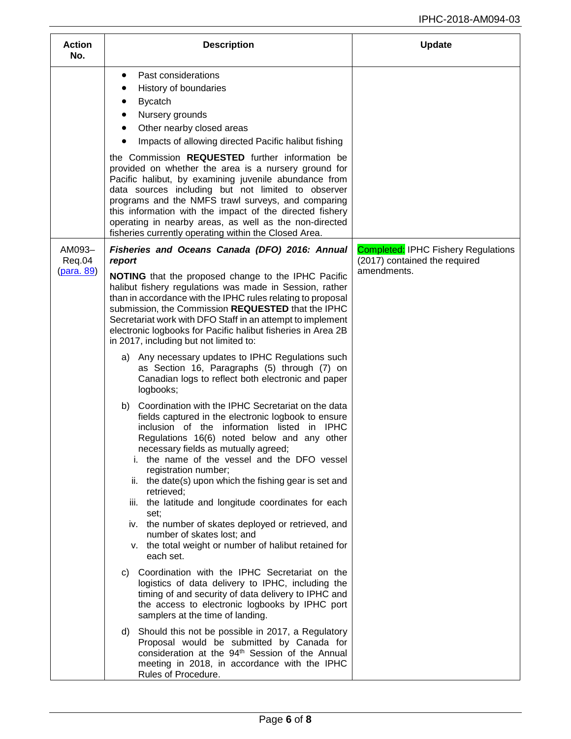| Action No. | Description | Update |
|---|---|---|
| | • Past considerations<br>• History of boundaries<br>• Bycatch<br>• Nursery grounds<br>• Other nearby closed areas<br>• Impacts of allowing directed Pacific halibut fishing<br><br>the Commission **REQUESTED** further information be provided on whether the area is a nursery ground for Pacific halibut, by examining juvenile abundance from data sources including but not limited to observer programs and the NMFS trawl surveys, and comparing this information with the impact of the directed fishery operating in nearby areas, as well as the non-directed fisheries currently operating within the Closed Area. | |
| AM093–Req.04 (para. 89) | ***Fisheries and Oceans Canada (DFO) 2016: Annual report***<br><br>**NOTING** that the proposed change to the IPHC Pacific halibut fishery regulations was made in Session, rather than in accordance with the IPHC rules relating to proposal submission, the Commission **REQUESTED** that the IPHC Secretariat work with DFO Staff in an attempt to implement electronic logbooks for Pacific halibut fisheries in Area 2B in 2017, including but not limited to:<br><br>a) Any necessary updates to IPHC Regulations such as Section 16, Paragraphs (5) through (7) on Canadian logs to reflect both electronic and paper logbooks;<br><br>b) Coordination with the IPHC Secretariat on the data fields captured in the electronic logbook to ensure inclusion of the information listed in IPHC Regulations 16(6) noted below and any other necessary fields as mutually agreed;<br>i. the name of the vessel and the DFO vessel registration number;<br>ii. the date(s) upon which the fishing gear is set and retrieved;<br>iii. the latitude and longitude coordinates for each set;<br>iv. the number of skates deployed or retrieved, and number of skates lost; and<br>v. the total weight or number of halibut retained for each set.<br><br>c) Coordination with the IPHC Secretariat on the logistics of data delivery to IPHC, including the timing of and security of data delivery to IPHC and the access to electronic logbooks by IPHC port samplers at the time of landing.<br><br>d) Should this not be possible in 2017, a Regulatory Proposal would be submitted by Canada for consideration at the 94th Session of the Annual meeting in 2018, in accordance with the IPHC Rules of Procedure. | Completed: IPHC Fishery Regulations (2017) contained the required amendments. |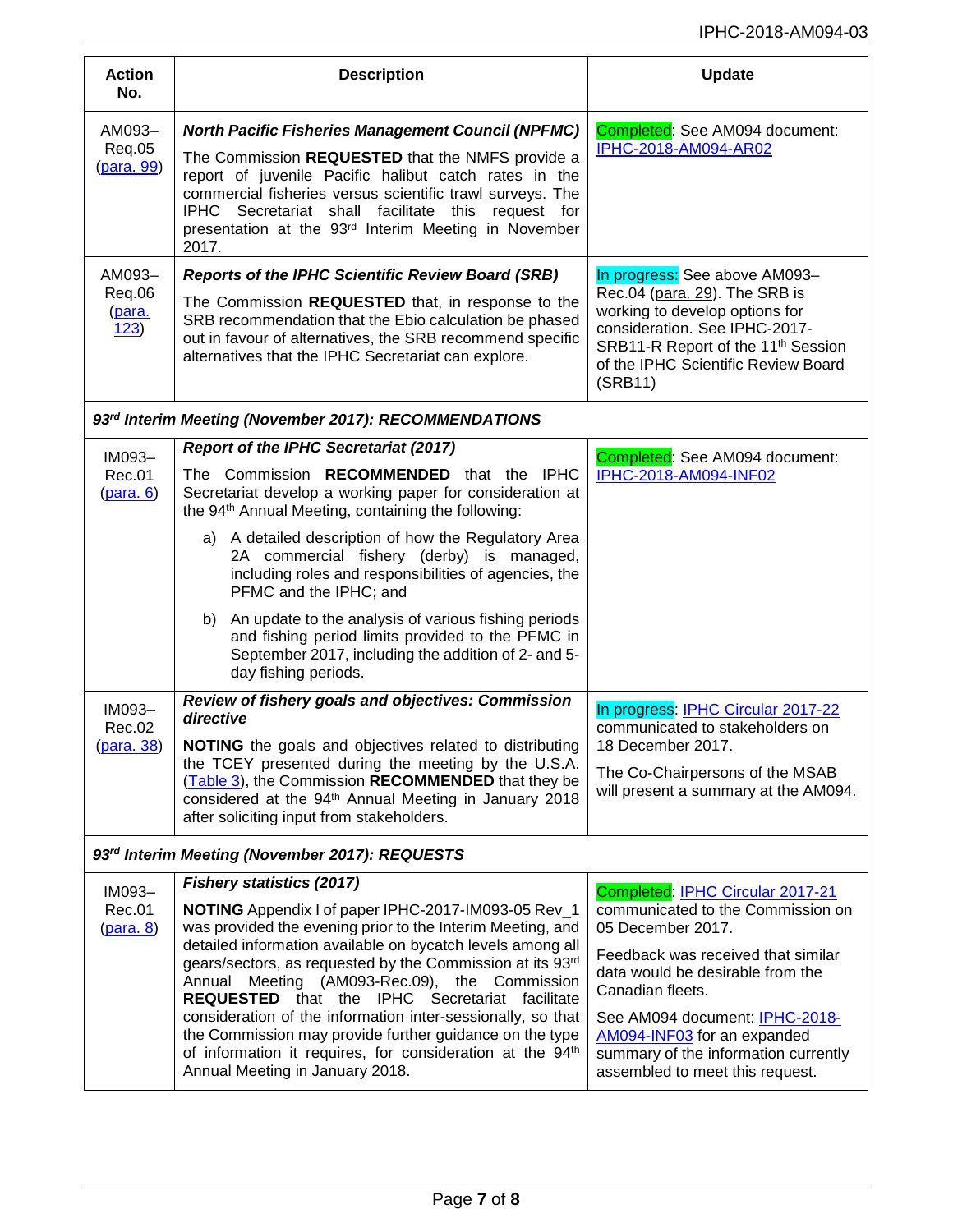| Action No. | Description | Update |
|---|---|---|
| AM093–Req.05 (para. 99) | ***North Pacific Fisheries Management Council (NPFMC)*** The Commission **REQUESTED** that the NMFS provide a report of juvenile Pacific halibut catch rates in the commercial fisheries versus scientific trawl surveys. The IPHC Secretariat shall facilitate this request for presentation at the 93rd Interim Meeting in November 2017. | Completed: See AM094 document: IPHC-2018-AM094-AR02 |
| AM093–Req.06 (para. 123) | ***Reports of the IPHC Scientific Review Board (SRB)*** The Commission **REQUESTED** that, in response to the SRB recommendation that the Ebio calculation be phased out in favour of alternatives, the SRB recommend specific alternatives that the IPHC Secretariat can explore. | In progress: See above AM093–Rec.04 (para. 29). The SRB is working to develop options for consideration. See IPHC-2017-SRB11-R Report of the 11th Session of the IPHC Scientific Review Board (SRB11) |
| ***93rd Interim Meeting (November 2017): RECOMMENDATIONS*** | | |
| IM093–Rec.01 (para. 6) | ***Report of the IPHC Secretariat (2017)*** The Commission **RECOMMENDED** that the IPHC Secretariat develop a working paper for consideration at the 94th Annual Meeting, containing the following: a) A detailed description of how the Regulatory Area 2A commercial fishery (derby) is managed, including roles and responsibilities of agencies, the PFMC and the IPHC; and b) An update to the analysis of various fishing periods and fishing period limits provided to the PFMC in September 2017, including the addition of 2- and 5-day fishing periods. | Completed: See AM094 document: IPHC-2018-AM094-INF02 |
| IM093–Rec.02 (para. 38) | ***Review of fishery goals and objectives: Commission directive*** **NOTING** the goals and objectives related to distributing the TCEY presented during the meeting by the U.S.A. (Table 3), the Commission **RECOMMENDED** that they be considered at the 94th Annual Meeting in January 2018 after soliciting input from stakeholders. | In progress: IPHC Circular 2017-22 communicated to stakeholders on 18 December 2017. The Co-Chairpersons of the MSAB will present a summary at the AM094. |
| ***93rd Interim Meeting (November 2017): REQUESTS*** | | |
| IM093–Rec.01 (para. 8) | ***Fishery statistics (2017)*** **NOTING** Appendix I of paper IPHC-2017-IM093-05 Rev_1 was provided the evening prior to the Interim Meeting, and detailed information available on bycatch levels among all gears/sectors, as requested by the Commission at its 93rd Annual Meeting (AM093-Rec.09), the Commission **REQUESTED** that the IPHC Secretariat facilitate consideration of the information inter-sessionally, so that the Commission may provide further guidance on the type of information it requires, for consideration at the 94th Annual Meeting in January 2018. | Completed: IPHC Circular 2017-21 communicated to the Commission on 05 December 2017. Feedback was received that similar data would be desirable from the Canadian fleets. See AM094 document: IPHC-2018-AM094-INF03 for an expanded summary of the information currently assembled to meet this request. |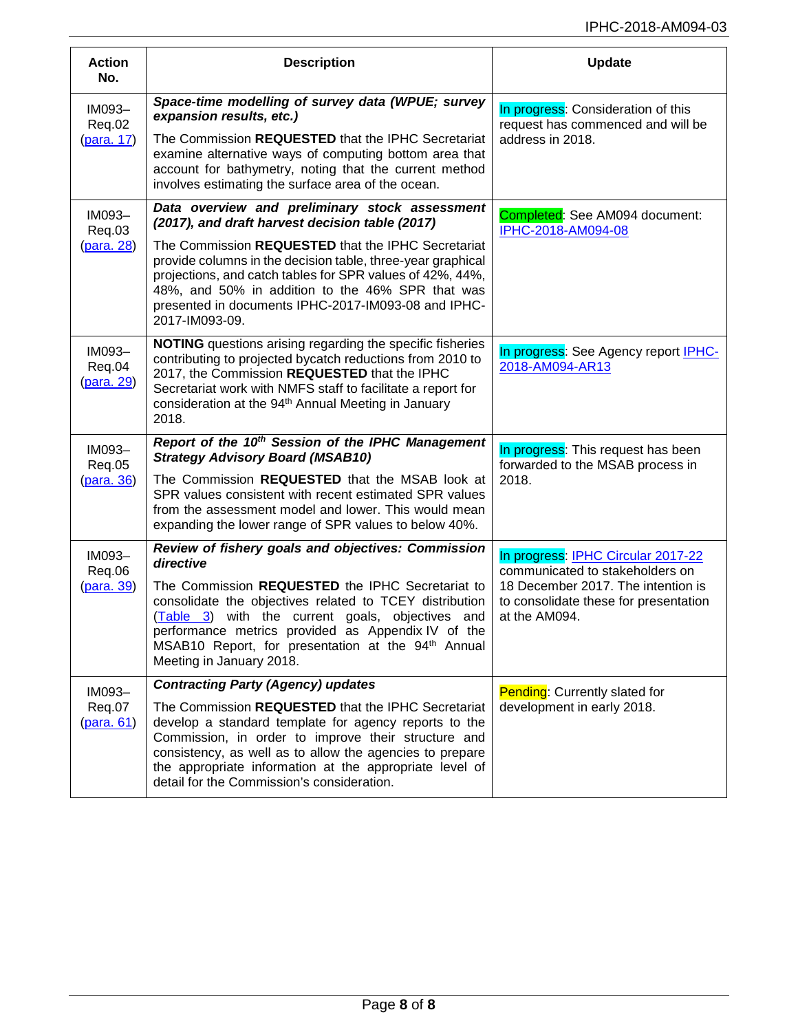| Action No. | Description | Update |
|---|---|---|
| IM093–Req.02 (para. 17) | ***Space-time modelling of survey data (WPUE; survey expansion results, etc.)*** The Commission **REQUESTED** that the IPHC Secretariat examine alternative ways of computing bottom area that account for bathymetry, noting that the current method involves estimating the surface area of the ocean. | In progress: Consideration of this request has commenced and will be address in 2018. |
| IM093–Req.03 (para. 28) | ***Data overview and preliminary stock assessment (2017), and draft harvest decision table (2017)*** The Commission **REQUESTED** that the IPHC Secretariat provide columns in the decision table, three-year graphical projections, and catch tables for SPR values of 42%, 44%, 48%, and 50% in addition to the 46% SPR that was presented in documents IPHC-2017-IM093-08 and IPHC-2017-IM093-09. | Completed: See AM094 document: IPHC-2018-AM094-08 |
| IM093–Req.04 (para. 29) | **NOTING** questions arising regarding the specific fisheries contributing to projected bycatch reductions from 2010 to 2017, the Commission **REQUESTED** that the IPHC Secretariat work with NMFS staff to facilitate a report for consideration at the 94th Annual Meeting in January 2018. | In progress: See Agency report IPHC-2018-AM094-AR13 |
| IM093–Req.05 (para. 36) | ***Report of the 10th Session of the IPHC Management Strategy Advisory Board (MSAB10)*** The Commission **REQUESTED** that the MSAB look at SPR values consistent with recent estimated SPR values from the assessment model and lower. This would mean expanding the lower range of SPR values to below 40%. | In progress: This request has been forwarded to the MSAB process in 2018. |
| IM093–Req.06 (para. 39) | ***Review of fishery goals and objectives: Commission directive*** The Commission **REQUESTED** the IPHC Secretariat to consolidate the objectives related to TCEY distribution (Table 3) with the current goals, objectives and performance metrics provided as Appendix IV of the MSAB10 Report, for presentation at the 94th Annual Meeting in January 2018. | In progress: IPHC Circular 2017-22 communicated to stakeholders on 18 December 2017. The intention is to consolidate these for presentation at the AM094. |
| IM093–Req.07 (para. 61) | ***Contracting Party (Agency) updates*** The Commission **REQUESTED** that the IPHC Secretariat develop a standard template for agency reports to the Commission, in order to improve their structure and consistency, as well as to allow the agencies to prepare the appropriate information at the appropriate level of detail for the Commission's consideration. | Pending: Currently slated for development in early 2018. |